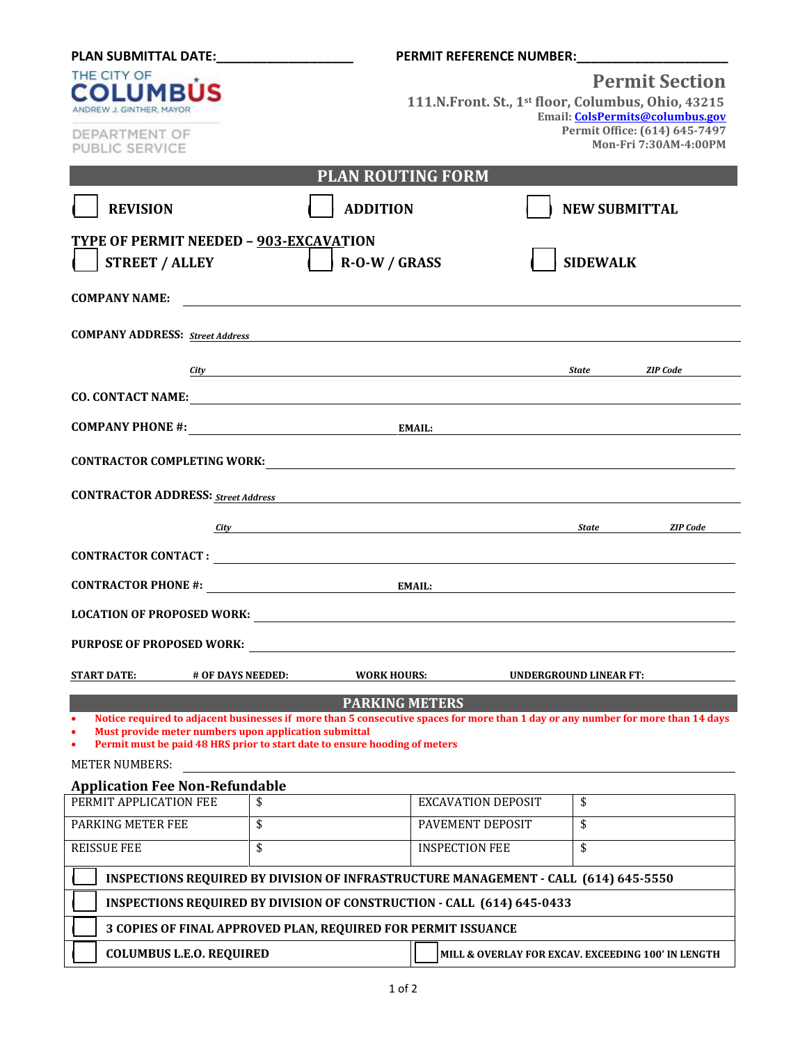**PLAN SUBMITTAL DATE:____________________** **PERMIT REFERENCE NUMBER:______________________**

THE CITY OF
**COLUMBUS**
ANDREW J. GINTHER, MAYOR

DEPARTMENT OF PUBLIC SERVICE

## Permit Section

**111.N.Front. St., 1st floor, Columbus, Ohio, 43215**
**Email: ColsPermits@columbus.gov**
**Permit Office: (614) 645-7497**
**Mon-Fri 7:30AM-4:00PM**

# PLAN ROUTING FORM

☐ **REVISION** ☐ **ADDITION** ☐ **NEW SUBMITTAL**

**TYPE OF PERMIT NEEDED – 903-EXCAVATION**

☐ **STREET / ALLEY** ☐ **R-O-W / GRASS** ☐ **SIDEWALK**

**COMPANY NAME:** ______________________________

**COMPANY ADDRESS:** *Street Address* ______________________________

*City* ______________________________ *State* ________ *ZIP Code* ________

**CO. CONTACT NAME:** ______________________________

**COMPANY PHONE #:** ______________________ **EMAIL:** ______________________

**CONTRACTOR COMPLETING WORK:** ______________________________

**CONTRACTOR ADDRESS:** *Street Address* ______________________________

*City* ______________________________ *State* ________ *ZIP Code* ________

**CONTRACTOR CONTACT :** ______________________________

**CONTRACTOR PHONE #:** ______________________ **EMAIL:** ______________________

**LOCATION OF PROPOSED WORK:** ______________________________

**PURPOSE OF PROPOSED WORK:** ______________________________

**START DATE:** ________ **# OF DAYS NEEDED:** ________ **WORK HOURS:** ________ **UNDERGROUND LINEAR FT:** ________

## PARKING METERS

- **Notice required to adjacent businesses if more than 5 consecutive spaces for more than 1 day or any number for more than 14 days**
- **Must provide meter numbers upon application submittal**
- **Permit must be paid 48 HRS prior to start date to ensure hooding of meters**

METER NUMBERS: ______________________________

### Application Fee Non-Refundable

| PERMIT APPLICATION FEE | $ | EXCAVATION DEPOSIT | $ |
|---|---|---|---|
| PARKING METER FEE | $ | PAVEMENT DEPOSIT | $ |
| REISSUE FEE | $ | INSPECTION FEE | $ |

☐ **INSPECTIONS REQUIRED BY DIVISION OF INFRASTRUCTURE MANAGEMENT - CALL (614) 645-5550**

☐ **INSPECTIONS REQUIRED BY DIVISION OF CONSTRUCTION - CALL (614) 645-0433**

☐ **3 COPIES OF FINAL APPROVED PLAN, REQUIRED FOR PERMIT ISSUANCE**

☐ **COLUMBUS L.E.O. REQUIRED** ☐ **MILL & OVERLAY FOR EXCAV. EXCEEDING 100' IN LENGTH**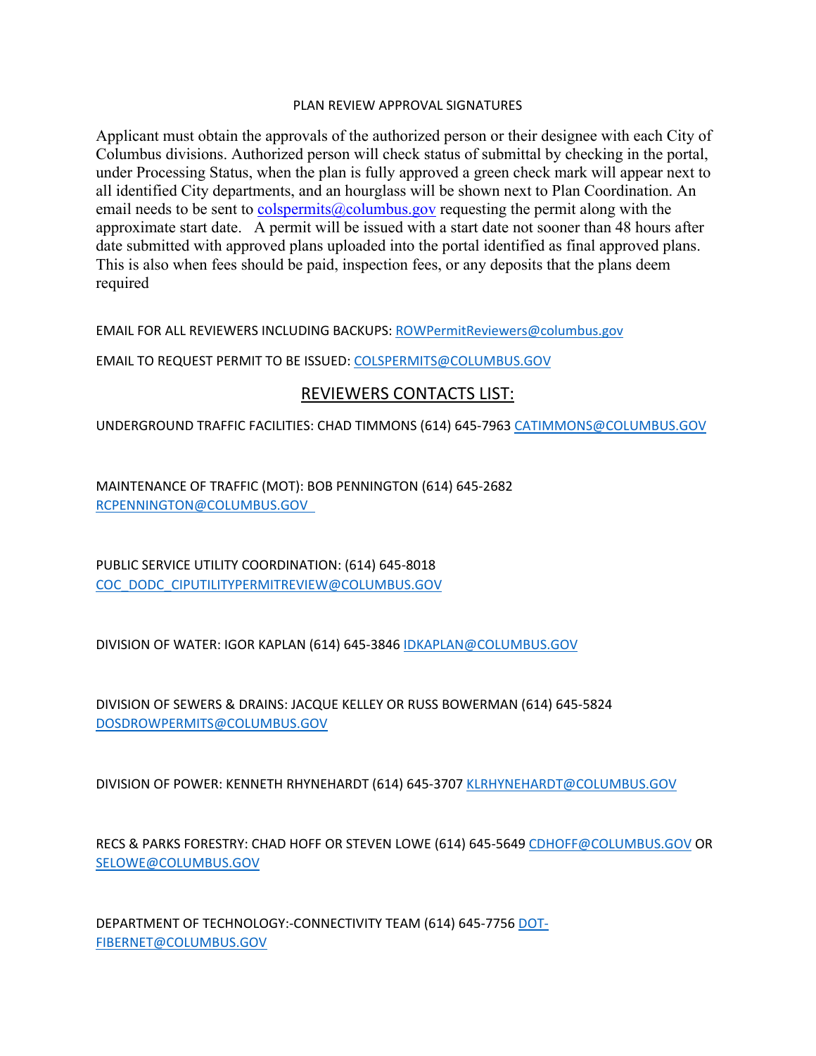PLAN REVIEW APPROVAL SIGNATURES

Applicant must obtain the approvals of the authorized person or their designee with each City of Columbus divisions. Authorized person will check status of submittal by checking in the portal, under Processing Status, when the plan is fully approved a green check mark will appear next to all identified City departments, and an hourglass will be shown next to Plan Coordination. An email needs to be sent to colspermits@columbus.gov requesting the permit along with the approximate start date. A permit will be issued with a start date not sooner than 48 hours after date submitted with approved plans uploaded into the portal identified as final approved plans. This is also when fees should be paid, inspection fees, or any deposits that the plans deem required

EMAIL FOR ALL REVIEWERS INCLUDING BACKUPS: ROWPermitReviewers@columbus.gov

EMAIL TO REQUEST PERMIT TO BE ISSUED: COLSPERMITS@COLUMBUS.GOV

## REVIEWERS CONTACTS LIST:

UNDERGROUND TRAFFIC FACILITIES: CHAD TIMMONS (614) 645-7963 CATIMMONS@COLUMBUS.GOV

MAINTENANCE OF TRAFFIC (MOT): BOB PENNINGTON (614) 645-2682 RCPENNINGTON@COLUMBUS.GOV

PUBLIC SERVICE UTILITY COORDINATION: (614) 645-8018 COC_DODC_CIPUTILITYPERMITREVIEW@COLUMBUS.GOV

DIVISION OF WATER: IGOR KAPLAN (614) 645-3846 IDKAPLAN@COLUMBUS.GOV

DIVISION OF SEWERS & DRAINS: JACQUE KELLEY OR RUSS BOWERMAN (614) 645-5824 DOSDROWPERMITS@COLUMBUS.GOV

DIVISION OF POWER: KENNETH RHYNEHARDT (614) 645-3707 KLRHYNEHARDT@COLUMBUS.GOV

RECS & PARKS FORESTRY: CHAD HOFF OR STEVEN LOWE (614) 645-5649 CDHOFF@COLUMBUS.GOV OR SELOWE@COLUMBUS.GOV

DEPARTMENT OF TECHNOLOGY:-CONNECTIVITY TEAM (614) 645-7756 DOT-FIBERNET@COLUMBUS.GOV